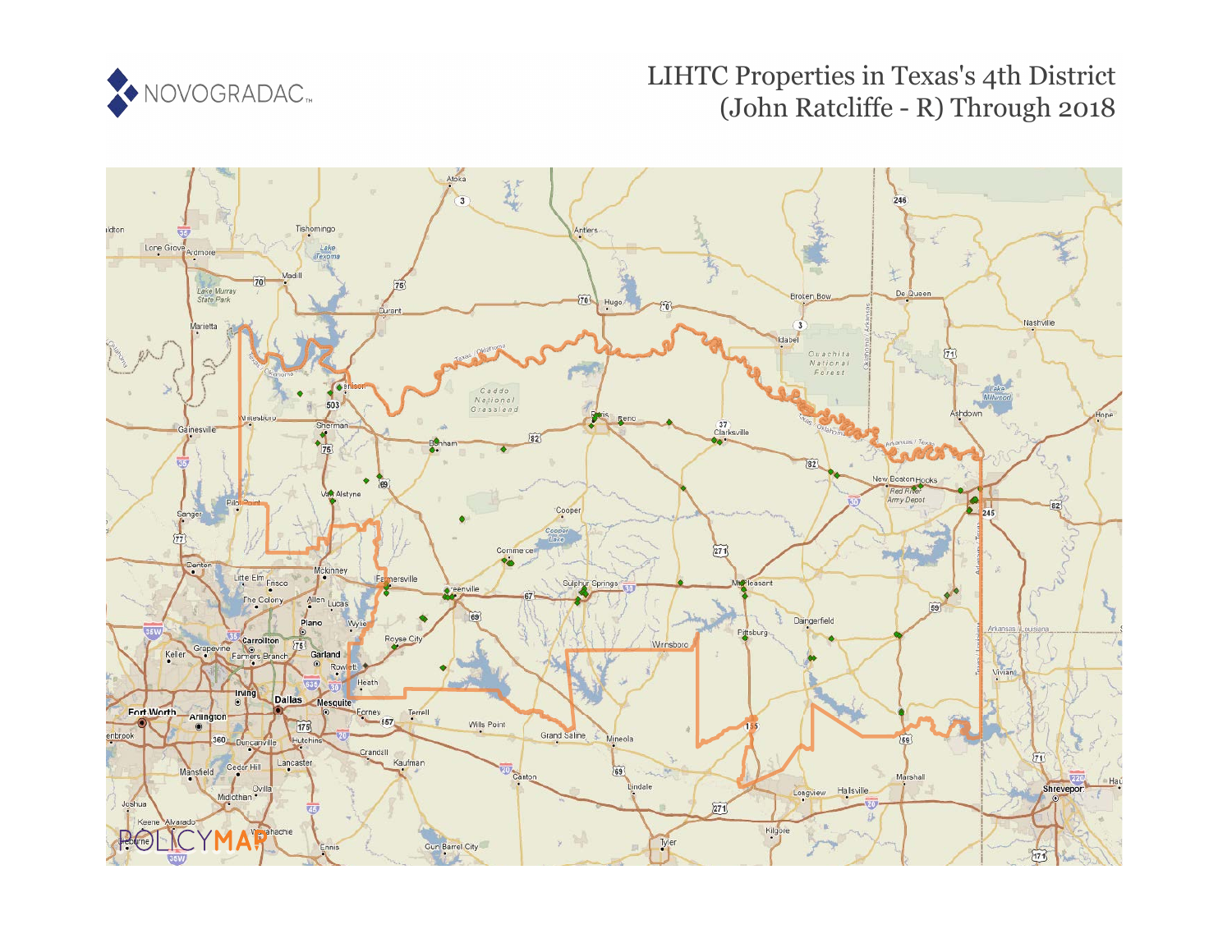NOVOGRADAC

# LIHTC Properties in Texas's 4th District (John Ratcliffe - R) Through 2018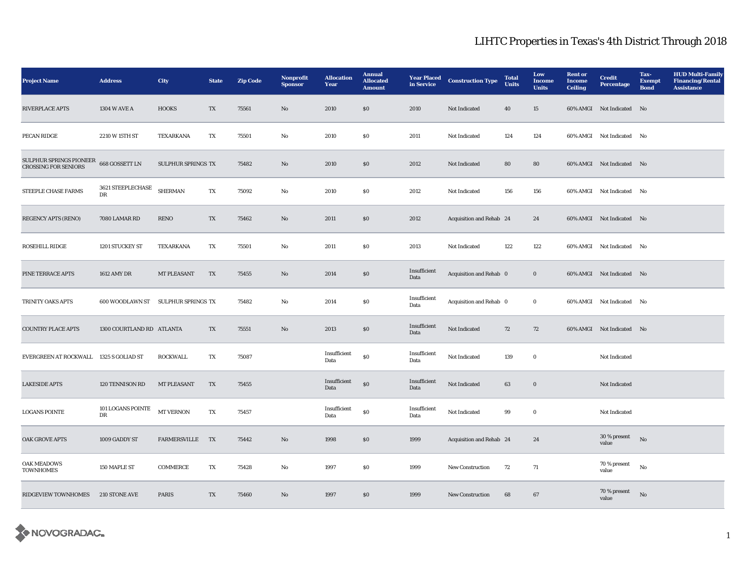# LIHTC Properties in Texas's 4th District Through 2018

| Project Name | Address | City | State | Zip Code | Nonprofit Sponsor | Allocation Year | Annual Allocated Amount | Year Placed in Service | Construction Type | Total Units | Low Income Units | Rent or Income Ceiling | Credit Percentage | Tax-Exempt Bond | HUD Multi-Family Financing/Rental Assistance |
|---|---|---|---|---|---|---|---|---|---|---|---|---|---|---|---|
| RIVERPLACE APTS | 1304 W AVE A | HOOKS | TX | 75561 | No | 2010 | $0 | 2010 | Not Indicated | 40 | 15 | 60% AMGI | Not Indicated | No | |
| PECAN RIDGE | 2210 W 15TH ST | TEXARKANA | TX | 75501 | No | 2010 | $0 | 2011 | Not Indicated | 124 | 124 | 60% AMGI | Not Indicated | No | |
| SULPHUR SPRINGS PIONEER CROSSING FOR SENIORS | 668 GOSSETT LN | SULPHUR SPRINGS | TX | 75482 | No | 2010 | $0 | 2012 | Not Indicated | 80 | 80 | 60% AMGI | Not Indicated | No | |
| STEEPLE CHASE FARMS | 3621 STEEPLECHASE DR | SHERMAN | TX | 75092 | No | 2010 | $0 | 2012 | Not Indicated | 156 | 156 | 60% AMGI | Not Indicated | No | |
| REGENCY APTS (RENO) | 7080 LAMAR RD | RENO | TX | 75462 | No | 2011 | $0 | 2012 | Acquisition and Rehab | 24 | 24 | 60% AMGI | Not Indicated | No | |
| ROSEHILL RIDGE | 1201 STUCKEY ST | TEXARKANA | TX | 75501 | No | 2011 | $0 | 2013 | Not Indicated | 122 | 122 | 60% AMGI | Not Indicated | No | |
| PINE TERRACE APTS | 1612 AMY DR | MT PLEASANT | TX | 75455 | No | 2014 | $0 | Insufficient Data | Acquisition and Rehab | 0 | 0 | 60% AMGI | Not Indicated | No | |
| TRINITY OAKS APTS | 600 WOODLAWN ST | SULPHUR SPRINGS | TX | 75482 | No | 2014 | $0 | Insufficient Data | Acquisition and Rehab | 0 | 0 | 60% AMGI | Not Indicated | No | |
| COUNTRY PLACE APTS | 1300 COURTLAND RD | ATLANTA | TX | 75551 | No | 2013 | $0 | Insufficient Data | Not Indicated | 72 | 72 | 60% AMGI | Not Indicated | No | |
| EVERGREEN AT ROCKWALL | 1325 S GOLIAD ST | ROCKWALL | TX | 75087 | | Insufficient Data | $0 | Insufficient Data | Not Indicated | 139 | 0 | | Not Indicated | | |
| LAKESIDE APTS | 120 TENNISON RD | MT PLEASANT | TX | 75455 | | Insufficient Data | $0 | Insufficient Data | Not Indicated | 63 | 0 | | Not Indicated | | |
| LOGANS POINTE | 101 LOGANS POINTE DR | MT VERNON | TX | 75457 | | Insufficient Data | $0 | Insufficient Data | Not Indicated | 99 | 0 | | Not Indicated | | |
| OAK GROVE APTS | 1009 GADDY ST | FARMERSVILLE | TX | 75442 | No | 1998 | $0 | 1999 | Acquisition and Rehab | 24 | 24 | | 30 % present value | No | |
| OAK MEADOWS TOWNHOMES | 150 MAPLE ST | COMMERCE | TX | 75428 | No | 1997 | $0 | 1999 | New Construction | 72 | 71 | | 70 % present value | No | |
| RIDGEVIEW TOWNHOMES | 210 STONE AVE | PARIS | TX | 75460 | No | 1997 | $0 | 1999 | New Construction | 68 | 67 | | 70 % present value | No | |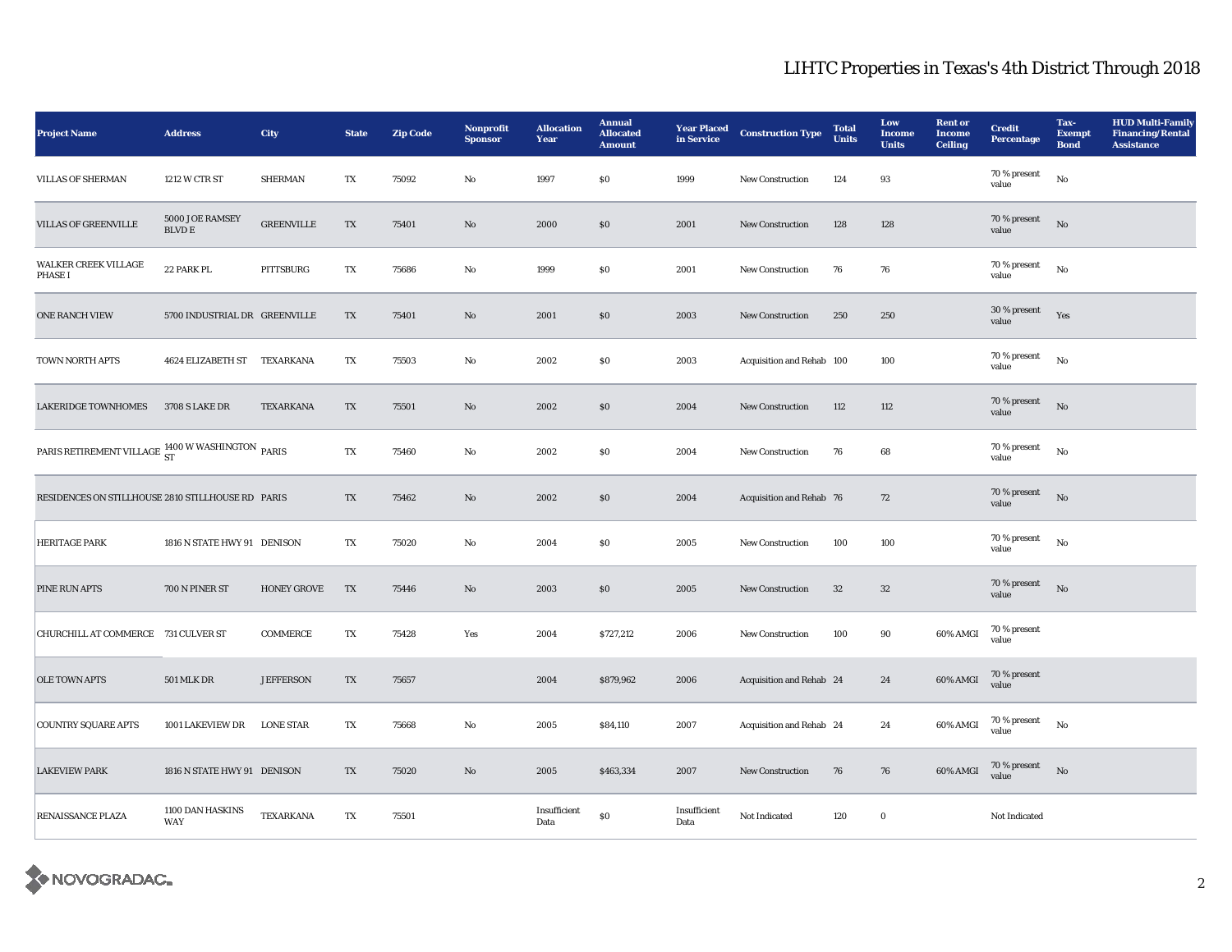# LIHTC Properties in Texas's 4th District Through 2018

| Project Name | Address | City | State | Zip Code | Nonprofit Sponsor | Allocation Year | Annual Allocated Amount | Year Placed in Service | Construction Type | Total Units | Low Income Units | Rent or Income Ceiling | Credit Percentage | Tax-Exempt Bond | HUD Multi-Family Financing/Rental Assistance |
|---|---|---|---|---|---|---|---|---|---|---|---|---|---|---|---|
| VILLAS OF SHERMAN | 1212 W CTR ST | SHERMAN | TX | 75092 | No | 1997 | $0 | 1999 | New Construction | 124 | 93 | | 70 % present value | No | |
| VILLAS OF GREENVILLE | 5000 JOE RAMSEY BLVD E | GREENVILLE | TX | 75401 | No | 2000 | $0 | 2001 | New Construction | 128 | 128 | | 70 % present value | No | |
| WALKER CREEK VILLAGE PHASE I | 22 PARK PL | PITTSBURG | TX | 75686 | No | 1999 | $0 | 2001 | New Construction | 76 | 76 | | 70 % present value | No | |
| ONE RANCH VIEW | 5700 INDUSTRIAL DR | GREENVILLE | TX | 75401 | No | 2001 | $0 | 2003 | New Construction | 250 | 250 | | 30 % present value | Yes | |
| TOWN NORTH APTS | 4624 ELIZABETH ST | TEXARKANA | TX | 75503 | No | 2002 | $0 | 2003 | Acquisition and Rehab | 100 | 100 | | 70 % present value | No | |
| LAKERIDGE TOWNHOMES | 3708 S LAKE DR | TEXARKANA | TX | 75501 | No | 2002 | $0 | 2004 | New Construction | 112 | 112 | | 70 % present value | No | |
| PARIS RETIREMENT VILLAGE | 1400 W WASHINGTON ST | PARIS | TX | 75460 | No | 2002 | $0 | 2004 | New Construction | 76 | 68 | | 70 % present value | No | |
| RESIDENCES ON STILLHOUSE | 2810 STILLHOUSE RD | PARIS | TX | 75462 | No | 2002 | $0 | 2004 | Acquisition and Rehab | 76 | 72 | | 70 % present value | No | |
| HERITAGE PARK | 1816 N STATE HWY 91 | DENISON | TX | 75020 | No | 2004 | $0 | 2005 | New Construction | 100 | 100 | | 70 % present value | No | |
| PINE RUN APTS | 700 N PINER ST | HONEY GROVE | TX | 75446 | No | 2003 | $0 | 2005 | New Construction | 32 | 32 | | 70 % present value | No | |
| CHURCHILL AT COMMERCE | 731 CULVER ST | COMMERCE | TX | 75428 | Yes | 2004 | $727,212 | 2006 | New Construction | 100 | 90 | 60% AMGI | 70 % present value | | |
| OLE TOWN APTS | 501 MLK DR | JEFFERSON | TX | 75657 | | 2004 | $879,962 | 2006 | Acquisition and Rehab | 24 | 24 | 60% AMGI | 70 % present value | | |
| COUNTRY SQUARE APTS | 1001 LAKEVIEW DR | LONE STAR | TX | 75668 | No | 2005 | $84,110 | 2007 | Acquisition and Rehab | 24 | 24 | 60% AMGI | 70 % present value | No | |
| LAKEVIEW PARK | 1816 N STATE HWY 91 | DENISON | TX | 75020 | No | 2005 | $463,334 | 2007 | New Construction | 76 | 76 | 60% AMGI | 70 % present value | No | |
| RENAISSANCE PLAZA | 1100 DAN HASKINS WAY | TEXARKANA | TX | 75501 | | Insufficient Data | $0 | Insufficient Data | Not Indicated | 120 | 0 | | Not Indicated | | |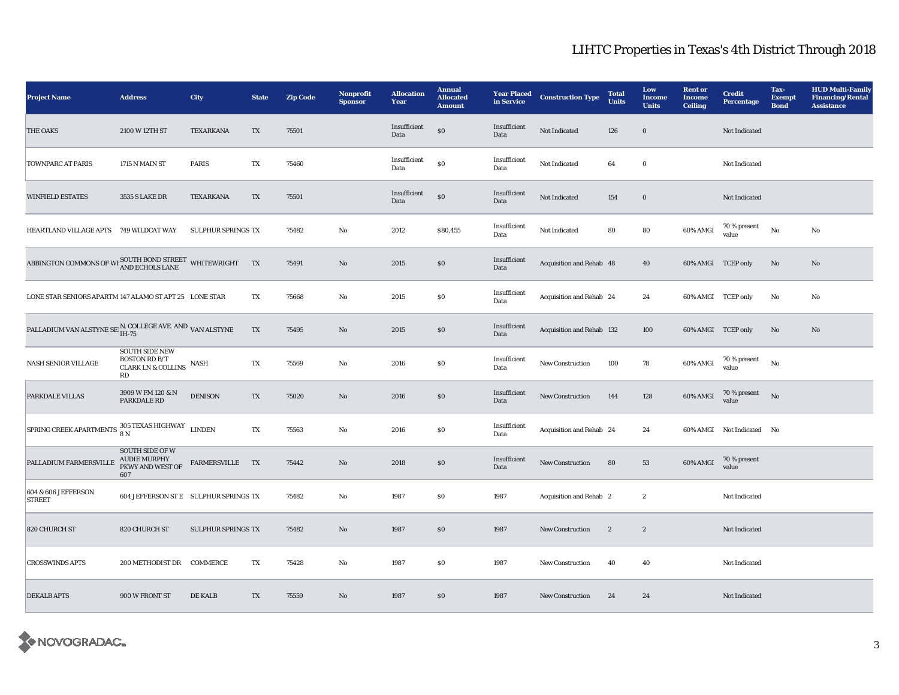# LIHTC Properties in Texas's 4th District Through 2018

| Project Name | Address | City | State | Zip Code | Nonprofit Sponsor | Allocation Year | Annual Allocated Amount | Year Placed in Service | Construction Type | Total Units | Low Income Units | Rent or Income Ceiling | Credit Percentage | Tax-Exempt Bond | HUD Multi-Family Financing/Rental Assistance |
|---|---|---|---|---|---|---|---|---|---|---|---|---|---|---|---|
| THE OAKS | 2100 W 12TH ST | TEXARKANA | TX | 75501 | | Insufficient Data | $0 | Insufficient Data | Not Indicated | 126 | 0 | | Not Indicated | | |
| TOWNPARC AT PARIS | 1715 N MAIN ST | PARIS | TX | 75460 | | Insufficient Data | $0 | Insufficient Data | Not Indicated | 64 | 0 | | Not Indicated | | |
| WINFIELD ESTATES | 3535 S LAKE DR | TEXARKANA | TX | 75501 | | Insufficient Data | $0 | Insufficient Data | Not Indicated | 154 | 0 | | Not Indicated | | |
| HEARTLAND VILLAGE APTS | 749 WILDCAT WAY | SULPHUR SPRINGS | TX | 75482 | No | 2012 | $80,455 | Insufficient Data | Not Indicated | 80 | 80 | 60% AMGI | 70 % present value | No | No |
| ABBINGTON COMMONS OF WI | SOUTH BOND STREET AND ECHOLS LANE | WHITEWRIGHT | TX | 75491 | No | 2015 | $0 | Insufficient Data | Acquisition and Rehab | 48 | 40 | 60% AMGI | TCEP only | No | No |
| LONE STAR SENIORS APARTM | 147 ALAMO ST APT 25 | LONE STAR | TX | 75668 | No | 2015 | $0 | Insufficient Data | Acquisition and Rehab | 24 | 24 | 60% AMGI | TCEP only | No | No |
| PALLADIUM VAN ALSTYNE SE | N. COLLEGE AVE. AND IH-75 | VAN ALSTYNE | TX | 75495 | No | 2015 | $0 | Insufficient Data | Acquisition and Rehab | 132 | 100 | 60% AMGI | TCEP only | No | No |
| NASH SENIOR VILLAGE | SOUTH SIDE NEW BOSTON RD B/T CLARK LN & COLLINS RD | NASH | TX | 75569 | No | 2016 | $0 | Insufficient Data | New Construction | 100 | 78 | 60% AMGI | 70 % present value | No | |
| PARKDALE VILLAS | 3909 W FM 120 & N PARKDALE RD | DENISON | TX | 75020 | No | 2016 | $0 | Insufficient Data | New Construction | 144 | 128 | 60% AMGI | 70 % present value | No | |
| SPRING CREEK APARTMENTS | 305 TEXAS HIGHWAY 8 N | LINDEN | TX | 75563 | No | 2016 | $0 | Insufficient Data | Acquisition and Rehab | 24 | 24 | 60% AMGI | Not Indicated | No | |
| PALLADIUM FARMERSVILLE | SOUTH SIDE OF W AUDIE MURPHY PKWY AND WEST OF 607 | FARMERSVILLE | TX | 75442 | No | 2018 | $0 | Insufficient Data | New Construction | 80 | 53 | 60% AMGI | 70 % present value | | |
| 604 & 606 JEFFERSON STREET | 604 JEFFERSON ST E | SULPHUR SPRINGS | TX | 75482 | No | 1987 | $0 | 1987 | Acquisition and Rehab | 2 | 2 | | Not Indicated | | |
| 820 CHURCH ST | 820 CHURCH ST | SULPHUR SPRINGS | TX | 75482 | No | 1987 | $0 | 1987 | New Construction | 2 | 2 | | Not Indicated | | |
| CROSSWINDS APTS | 200 METHODIST DR | COMMERCE | TX | 75428 | No | 1987 | $0 | 1987 | New Construction | 40 | 40 | | Not Indicated | | |
| DEKALB APTS | 900 W FRONT ST | DE KALB | TX | 75559 | No | 1987 | $0 | 1987 | New Construction | 24 | 24 | | Not Indicated | | |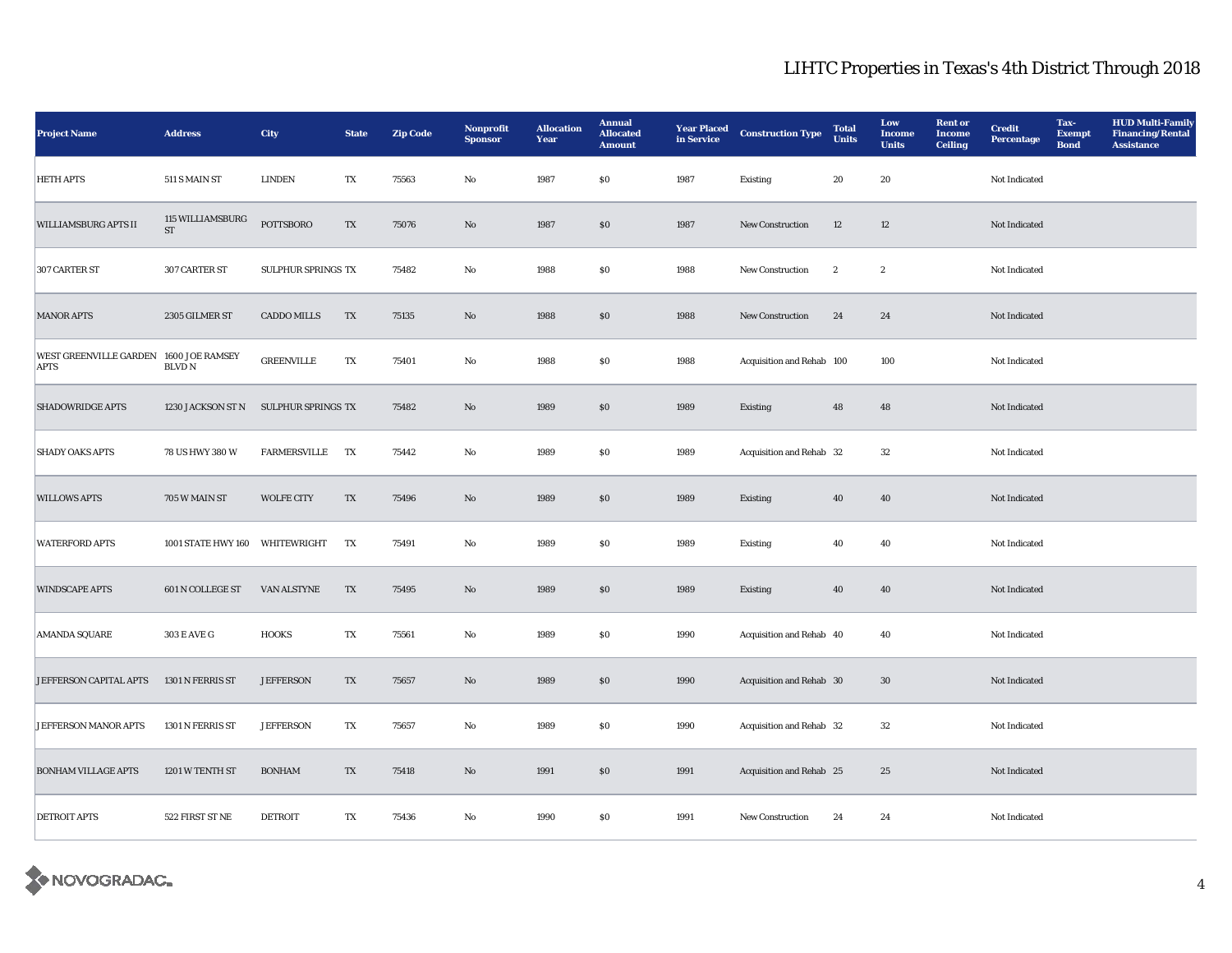# LIHTC Properties in Texas's 4th District Through 2018

| Project Name | Address | City | State | Zip Code | Nonprofit Sponsor | Allocation Year | Annual Allocated Amount | Year Placed in Service | Construction Type | Total Units | Low Income Units | Rent or Income Ceiling | Credit Percentage | Tax-Exempt Bond | HUD Multi-Family Financing/Rental Assistance |
|---|---|---|---|---|---|---|---|---|---|---|---|---|---|---|---|
| HETH APTS | 511 S MAIN ST | LINDEN | TX | 75563 | No | 1987 | $0 | 1987 | Existing | 20 | 20 | | Not Indicated | | |
| WILLIAMSBURG APTS II | 115 WILLIAMSBURG ST | POTTSBORO | TX | 75076 | No | 1987 | $0 | 1987 | New Construction | 12 | 12 | | Not Indicated | | |
| 307 CARTER ST | 307 CARTER ST | SULPHUR SPRINGS | TX | 75482 | No | 1988 | $0 | 1988 | New Construction | 2 | 2 | | Not Indicated | | |
| MANOR APTS | 2305 GILMER ST | CADDO MILLS | TX | 75135 | No | 1988 | $0 | 1988 | New Construction | 24 | 24 | | Not Indicated | | |
| WEST GREENVILLE GARDEN APTS | 1600 JOE RAMSEY BLVD N | GREENVILLE | TX | 75401 | No | 1988 | $0 | 1988 | Acquisition and Rehab | 100 | 100 | | Not Indicated | | |
| SHADOWRIDGE APTS | 1230 JACKSON ST N | SULPHUR SPRINGS | TX | 75482 | No | 1989 | $0 | 1989 | Existing | 48 | 48 | | Not Indicated | | |
| SHADY OAKS APTS | 78 US HWY 380 W | FARMERSVILLE | TX | 75442 | No | 1989 | $0 | 1989 | Acquisition and Rehab | 32 | 32 | | Not Indicated | | |
| WILLOWS APTS | 705 W MAIN ST | WOLFE CITY | TX | 75496 | No | 1989 | $0 | 1989 | Existing | 40 | 40 | | Not Indicated | | |
| WATERFORD APTS | 1001 STATE HWY 160 | WHITEWRIGHT | TX | 75491 | No | 1989 | $0 | 1989 | Existing | 40 | 40 | | Not Indicated | | |
| WINDSCAPE APTS | 601 N COLLEGE ST | VAN ALSTYNE | TX | 75495 | No | 1989 | $0 | 1989 | Existing | 40 | 40 | | Not Indicated | | |
| AMANDA SQUARE | 303 E AVE G | HOOKS | TX | 75561 | No | 1989 | $0 | 1990 | Acquisition and Rehab | 40 | 40 | | Not Indicated | | |
| JEFFERSON CAPITAL APTS | 1301 N FERRIS ST | JEFFERSON | TX | 75657 | No | 1989 | $0 | 1990 | Acquisition and Rehab | 30 | 30 | | Not Indicated | | |
| JEFFERSON MANOR APTS | 1301 N FERRIS ST | JEFFERSON | TX | 75657 | No | 1989 | $0 | 1990 | Acquisition and Rehab | 32 | 32 | | Not Indicated | | |
| BONHAM VILLAGE APTS | 1201 W TENTH ST | BONHAM | TX | 75418 | No | 1991 | $0 | 1991 | Acquisition and Rehab | 25 | 25 | | Not Indicated | | |
| DETROIT APTS | 522 FIRST ST NE | DETROIT | TX | 75436 | No | 1990 | $0 | 1991 | New Construction | 24 | 24 | | Not Indicated | | |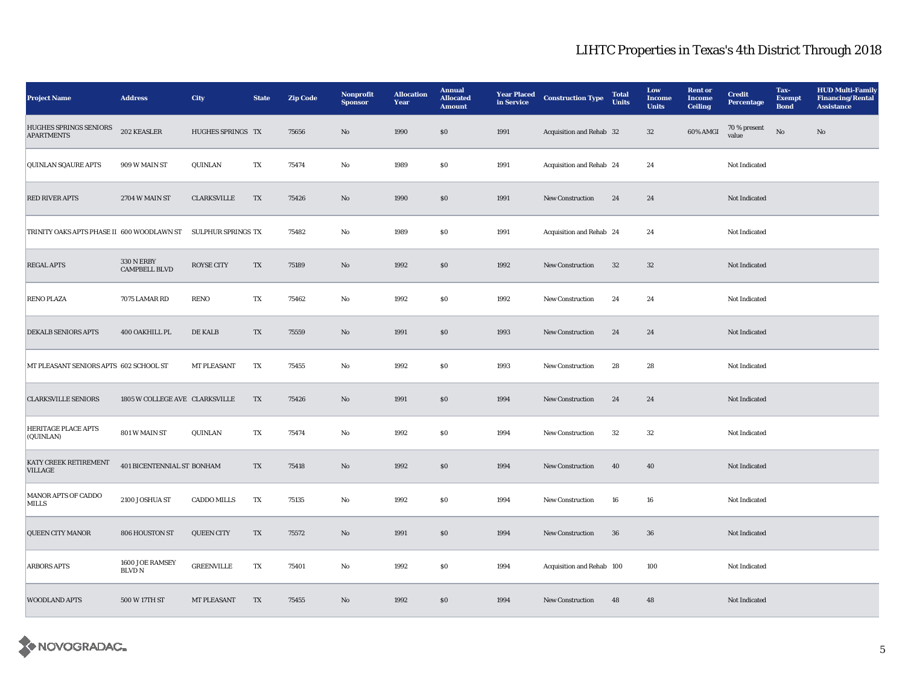# LIHTC Properties in Texas's 4th District Through 2018

| Project Name | Address | City | State | Zip Code | Nonprofit Sponsor | Allocation Year | Annual Allocated Amount | Year Placed in Service | Construction Type | Total Units | Low Income Units | Rent or Income Ceiling | Credit Percentage | Tax-Exempt Bond | HUD Multi-Family Financing/Rental Assistance |
|---|---|---|---|---|---|---|---|---|---|---|---|---|---|---|---|
| HUGHES SPRINGS SENIORS APARTMENTS | 202 KEASLER | HUGHES SPRINGS | TX | 75656 | No | 1990 | $0 | 1991 | Acquisition and Rehab | 32 | 32 | 60% AMGI | 70 % present value | No | No |
| QUINLAN SQAURE APTS | 909 W MAIN ST | QUINLAN | TX | 75474 | No | 1989 | $0 | 1991 | Acquisition and Rehab | 24 | 24 | | Not Indicated | | |
| RED RIVER APTS | 2704 W MAIN ST | CLARKSVILLE | TX | 75426 | No | 1990 | $0 | 1991 | New Construction | 24 | 24 | | Not Indicated | | |
| TRINITY OAKS APTS PHASE II | 600 WOODLAWN ST | SULPHUR SPRINGS | TX | 75482 | No | 1989 | $0 | 1991 | Acquisition and Rehab | 24 | 24 | | Not Indicated | | |
| REGAL APTS | 330 N ERBY CAMPBELL BLVD | ROYSE CITY | TX | 75189 | No | 1992 | $0 | 1992 | New Construction | 32 | 32 | | Not Indicated | | |
| RENO PLAZA | 7075 LAMAR RD | RENO | TX | 75462 | No | 1992 | $0 | 1992 | New Construction | 24 | 24 | | Not Indicated | | |
| DEKALB SENIORS APTS | 400 OAKHILL PL | DE KALB | TX | 75559 | No | 1991 | $0 | 1993 | New Construction | 24 | 24 | | Not Indicated | | |
| MT PLEASANT SENIORS APTS | 602 SCHOOL ST | MT PLEASANT | TX | 75455 | No | 1992 | $0 | 1993 | New Construction | 28 | 28 | | Not Indicated | | |
| CLARKSVILLE SENIORS | 1805 W COLLEGE AVE | CLARKSVILLE | TX | 75426 | No | 1991 | $0 | 1994 | New Construction | 24 | 24 | | Not Indicated | | |
| HERITAGE PLACE APTS (QUINLAN) | 801 W MAIN ST | QUINLAN | TX | 75474 | No | 1992 | $0 | 1994 | New Construction | 32 | 32 | | Not Indicated | | |
| KATY CREEK RETIREMENT VILLAGE | 401 BICENTENNIAL ST | BONHAM | TX | 75418 | No | 1992 | $0 | 1994 | New Construction | 40 | 40 | | Not Indicated | | |
| MANOR APTS OF CADDO MILLS | 2100 JOSHUA ST | CADDO MILLS | TX | 75135 | No | 1992 | $0 | 1994 | New Construction | 16 | 16 | | Not Indicated | | |
| QUEEN CITY MANOR | 806 HOUSTON ST | QUEEN CITY | TX | 75572 | No | 1991 | $0 | 1994 | New Construction | 36 | 36 | | Not Indicated | | |
| ARBORS APTS | 1600 JOE RAMSEY BLVD N | GREENVILLE | TX | 75401 | No | 1992 | $0 | 1994 | Acquisition and Rehab | 100 | 100 | | Not Indicated | | |
| WOODLAND APTS | 500 W 17TH ST | MT PLEASANT | TX | 75455 | No | 1992 | $0 | 1994 | New Construction | 48 | 48 | | Not Indicated | | |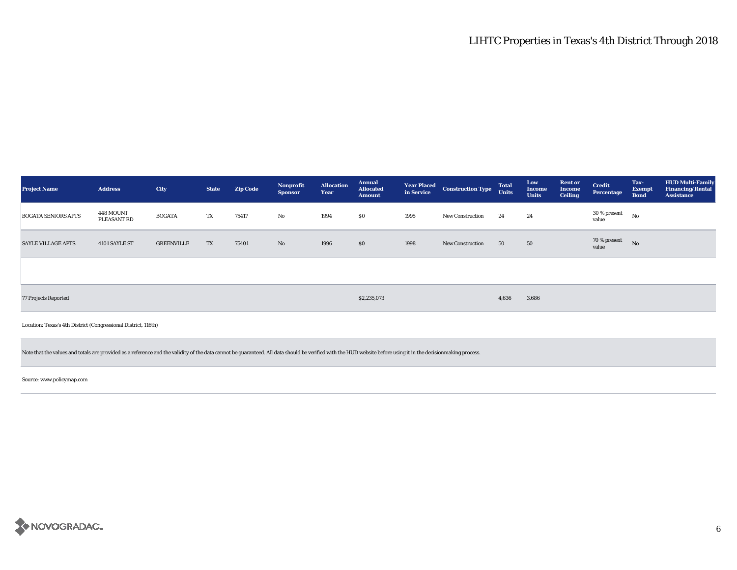| Project Name | Address | City | State | Zip Code | Nonprofit Sponsor | Allocation Year | Annual Allocated Amount | Year Placed in Service | Construction Type | Total Units | Low Income Units | Rent or Income Ceiling | Credit Percentage | Tax-Exempt Bond | HUD Multi-Family Financing/Rental Assistance |
|---|---|---|---|---|---|---|---|---|---|---|---|---|---|---|---|
| BOGATA SENIORS APTS | 448 MOUNT PLEASANT RD | BOGATA | TX | 75417 | No | 1994 | $0 | 1995 | New Construction | 24 | 24 | | 30 % present value | No | |
| SAYLE VILLAGE APTS | 4101 SAYLE ST | GREENVILLE | TX | 75401 | No | 1996 | $0 | 1998 | New Construction | 50 | 50 | | 70 % present value | No | |
| | | | | | | | | | | | | | | | |
| 77 Projects Reported | | | | | | | $2,235,073 | | | 4,636 | 3,686 | | | | |

Location: Texas's 4th District (Congressional District, 116th)

Note that the values and totals are provided as a reference and the validity of the data cannot be guaranteed. All data should be verified with the HUD website before using it in the decisionmaking process.

Source: www.policymap.com